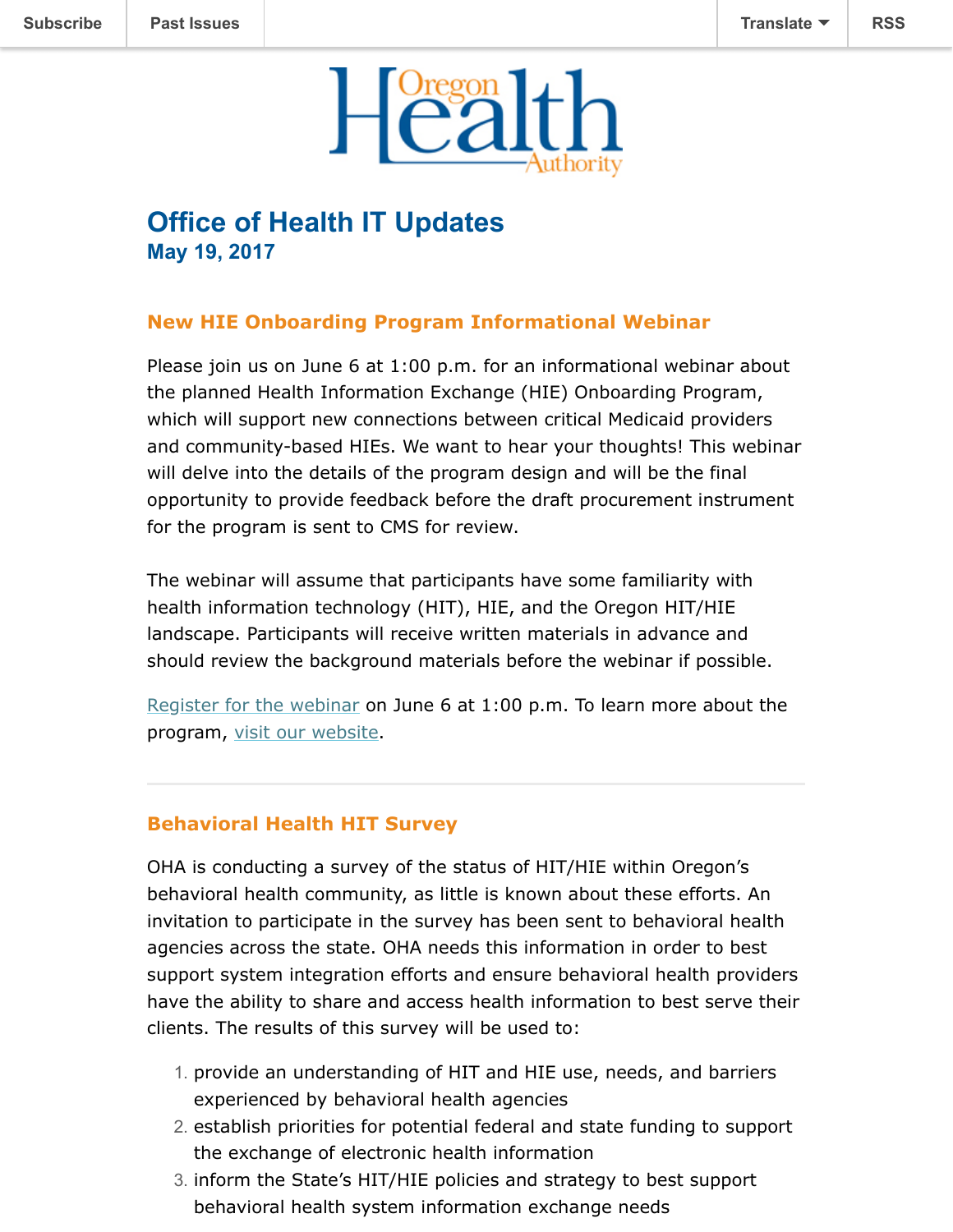Subscribe | Past Issues | Translate | RSS

Oregon Health Authority

# Office of Health IT Updates

**May 19, 2017**

## New HIE Onboarding Program Informational Webinar

Please join us on June 6 at 1:00 p.m. for an informational webinar about the planned Health Information Exchange (HIE) Onboarding Program, which will support new connections between critical Medicaid providers and community-based HIEs. We want to hear your thoughts! This webinar will delve into the details of the program design and will be the final opportunity to provide feedback before the draft procurement instrument for the program is sent to CMS for review.

The webinar will assume that participants have some familiarity with health information technology (HIT), HIE, and the Oregon HIT/HIE landscape. Participants will receive written materials in advance and should review the background materials before the webinar if possible.

Register for the webinar on June 6 at 1:00 p.m. To learn more about the program, visit our website.

---

## Behavioral Health HIT Survey

OHA is conducting a survey of the status of HIT/HIE within Oregon's behavioral health community, as little is known about these efforts. An invitation to participate in the survey has been sent to behavioral health agencies across the state. OHA needs this information in order to best support system integration efforts and ensure behavioral health providers have the ability to share and access health information to best serve their clients. The results of this survey will be used to:

1. provide an understanding of HIT and HIE use, needs, and barriers experienced by behavioral health agencies
2. establish priorities for potential federal and state funding to support the exchange of electronic health information
3. inform the State's HIT/HIE policies and strategy to best support behavioral health system information exchange needs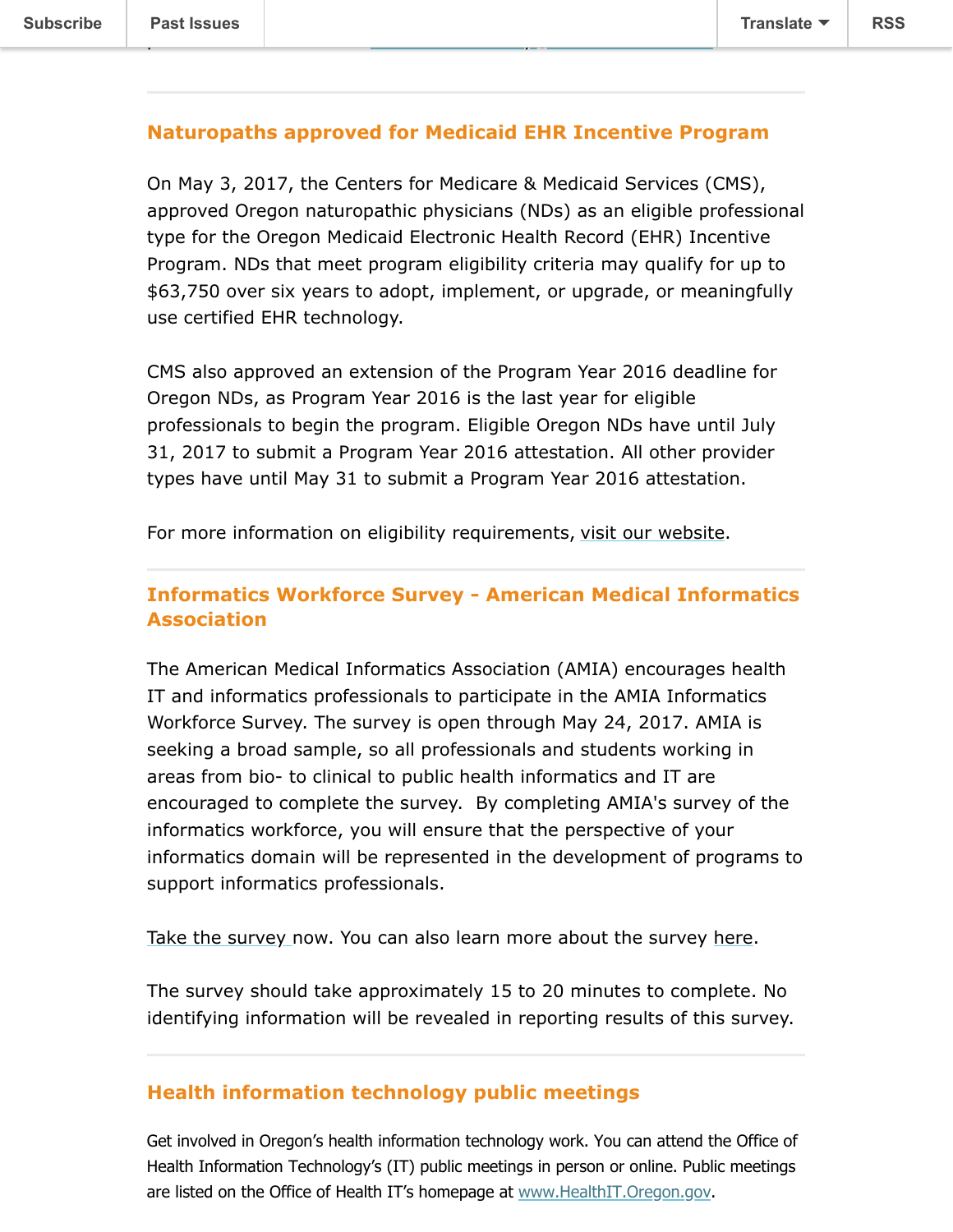## Naturopaths approved for Medicaid EHR Incentive Program

On May 3, 2017, the Centers for Medicare & Medicaid Services (CMS), approved Oregon naturopathic physicians (NDs) as an eligible professional type for the Oregon Medicaid Electronic Health Record (EHR) Incentive Program. NDs that meet program eligibility criteria may qualify for up to $63,750 over six years to adopt, implement, or upgrade, or meaningfully use certified EHR technology.

CMS also approved an extension of the Program Year 2016 deadline for Oregon NDs, as Program Year 2016 is the last year for eligible professionals to begin the program. Eligible Oregon NDs have until July 31, 2017 to submit a Program Year 2016 attestation. All other provider types have until May 31 to submit a Program Year 2016 attestation.

For more information on eligibility requirements, visit our website.

## Informatics Workforce Survey - American Medical Informatics Association

The American Medical Informatics Association (AMIA) encourages health IT and informatics professionals to participate in the AMIA Informatics Workforce Survey. The survey is open through May 24, 2017. AMIA is seeking a broad sample, so all professionals and students working in areas from bio- to clinical to public health informatics and IT are encouraged to complete the survey. By completing AMIA's survey of the informatics workforce, you will ensure that the perspective of your informatics domain will be represented in the development of programs to support informatics professionals.

Take the survey now. You can also learn more about the survey here.

The survey should take approximately 15 to 20 minutes to complete. No identifying information will be revealed in reporting results of this survey.

## Health information technology public meetings

Get involved in Oregon's health information technology work. You can attend the Office of Health Information Technology's (IT) public meetings in person or online. Public meetings are listed on the Office of Health IT's homepage at www.HealthIT.Oregon.gov.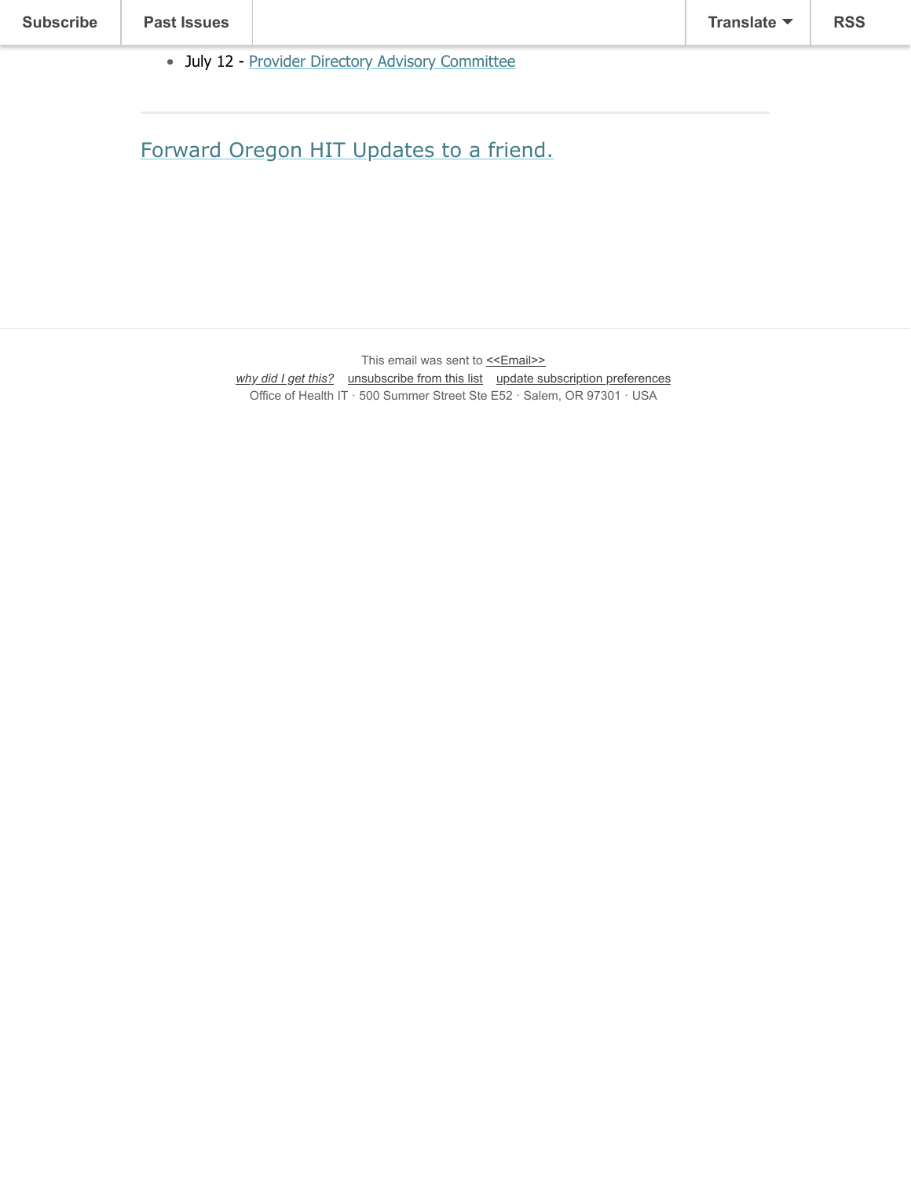- July 12 - Provider Directory Advisory Committee

---

Forward Oregon HIT Updates to a friend.

This email was sent to <<Email>>
*why did I get this?* unsubscribe from this list update subscription preferences
Office of Health IT · 500 Summer Street Ste E52 · Salem, OR 97301 · USA